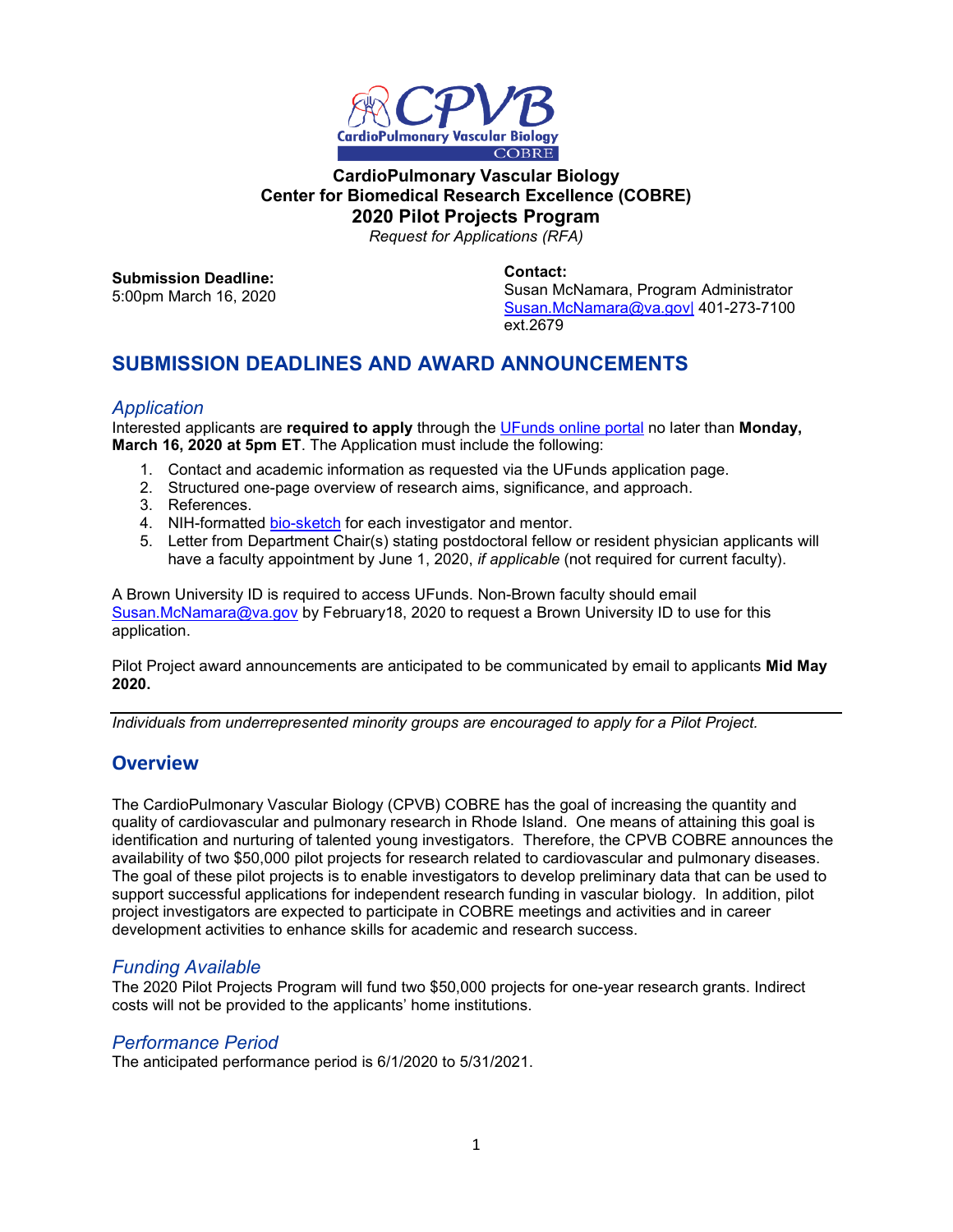**CardioPulmonary Vascular Biology**
**Center for Biomedical Research Excellence (COBRE)**
**2020 Pilot Projects Program**
*Request for Applications (RFA)*

**Submission Deadline:**
5:00pm March 16, 2020

**Contact:**
Susan McNamara, Program Administrator
Susan.McNamara@va.gov| 401-273-7100 ext.2679

## SUBMISSION DEADLINES AND AWARD ANNOUNCEMENTS

### *Application*

Interested applicants are **required to apply** through the UFunds online portal no later than **Monday, March 16, 2020 at 5pm ET**. The Application must include the following:

1. Contact and academic information as requested via the UFunds application page.
2. Structured one-page overview of research aims, significance, and approach.
3. References.
4. NIH-formatted bio-sketch for each investigator and mentor.
5. Letter from Department Chair(s) stating postdoctoral fellow or resident physician applicants will have a faculty appointment by June 1, 2020, *if applicable* (not required for current faculty).

A Brown University ID is required to access UFunds. Non-Brown faculty should email Susan.McNamara@va.gov by February18, 2020 to request a Brown University ID to use for this application.

Pilot Project award announcements are anticipated to be communicated by email to applicants **Mid May 2020.**

---

*Individuals from underrepresented minority groups are encouraged to apply for a Pilot Project.*

## Overview

The CardioPulmonary Vascular Biology (CPVB) COBRE has the goal of increasing the quantity and quality of cardiovascular and pulmonary research in Rhode Island. One means of attaining this goal is identification and nurturing of talented young investigators. Therefore, the CPVB COBRE announces the availability of two $50,000 pilot projects for research related to cardiovascular and pulmonary diseases. The goal of these pilot projects is to enable investigators to develop preliminary data that can be used to support successful applications for independent research funding in vascular biology. In addition, pilot project investigators are expected to participate in COBRE meetings and activities and in career development activities to enhance skills for academic and research success.

### *Funding Available*

The 2020 Pilot Projects Program will fund two $50,000 projects for one-year research grants. Indirect costs will not be provided to the applicants' home institutions.

### *Performance Period*

The anticipated performance period is 6/1/2020 to 5/31/2021.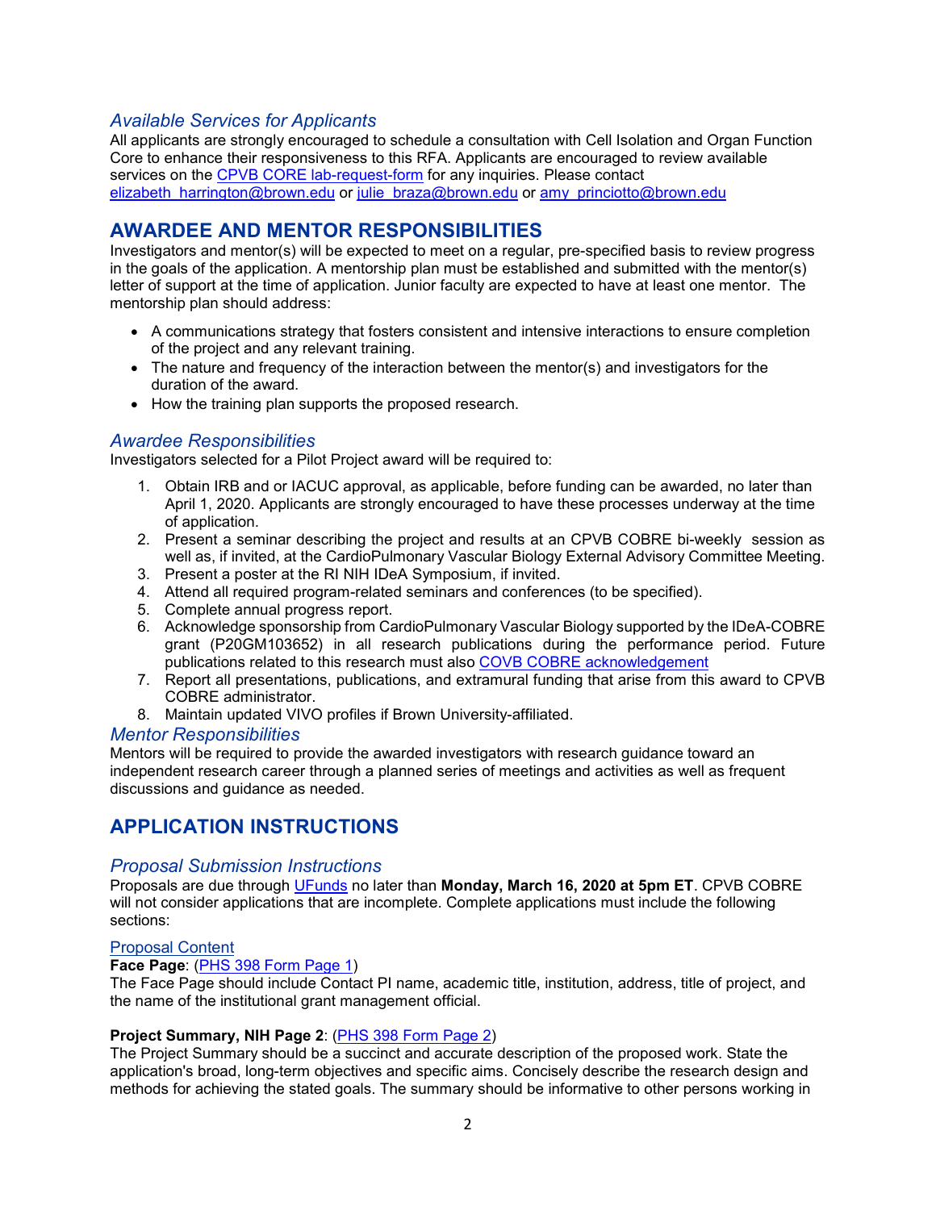### *Available Services for Applicants*

All applicants are strongly encouraged to schedule a consultation with Cell Isolation and Organ Function Core to enhance their responsiveness to this RFA. Applicants are encouraged to review available services on the [CPVB CORE lab-request-form](#) for any inquiries. Please contact elizabeth_harrington@brown.edu or julie_braza@brown.edu or amy_princiotto@brown.edu

## AWARDEE AND MENTOR RESPONSIBILITIES

Investigators and mentor(s) will be expected to meet on a regular, pre-specified basis to review progress in the goals of the application. A mentorship plan must be established and submitted with the mentor(s) letter of support at the time of application. Junior faculty are expected to have at least one mentor. The mentorship plan should address:

- A communications strategy that fosters consistent and intensive interactions to ensure completion of the project and any relevant training.
- The nature and frequency of the interaction between the mentor(s) and investigators for the duration of the award.
- How the training plan supports the proposed research.

### *Awardee Responsibilities*

Investigators selected for a Pilot Project award will be required to:

1. Obtain IRB and or IACUC approval, as applicable, before funding can be awarded, no later than April 1, 2020. Applicants are strongly encouraged to have these processes underway at the time of application.
2. Present a seminar describing the project and results at an CPVB COBRE bi-weekly session as well as, if invited, at the CardioPulmonary Vascular Biology External Advisory Committee Meeting.
3. Present a poster at the RI NIH IDeA Symposium, if invited.
4. Attend all required program-related seminars and conferences (to be specified).
5. Complete annual progress report.
6. Acknowledge sponsorship from CardioPulmonary Vascular Biology supported by the IDeA-COBRE grant (P20GM103652) in all research publications during the performance period. Future publications related to this research must also [COVB COBRE acknowledgement](#)
7. Report all presentations, publications, and extramural funding that arise from this award to CPVB COBRE administrator.
8. Maintain updated VIVO profiles if Brown University-affiliated.

### *Mentor Responsibilities*

Mentors will be required to provide the awarded investigators with research guidance toward an independent research career through a planned series of meetings and activities as well as frequent discussions and guidance as needed.

## APPLICATION INSTRUCTIONS

### *Proposal Submission Instructions*

Proposals are due through [UFunds](#) no later than **Monday, March 16, 2020 at 5pm ET**. CPVB COBRE will not consider applications that are incomplete. Complete applications must include the following sections:

[Proposal Content](#)

**Face Page**: ([PHS 398 Form Page 1](#))
The Face Page should include Contact PI name, academic title, institution, address, title of project, and the name of the institutional grant management official.

**Project Summary, NIH Page 2**: ([PHS 398 Form Page 2](#))
The Project Summary should be a succinct and accurate description of the proposed work. State the application's broad, long-term objectives and specific aims. Concisely describe the research design and methods for achieving the stated goals. The summary should be informative to other persons working in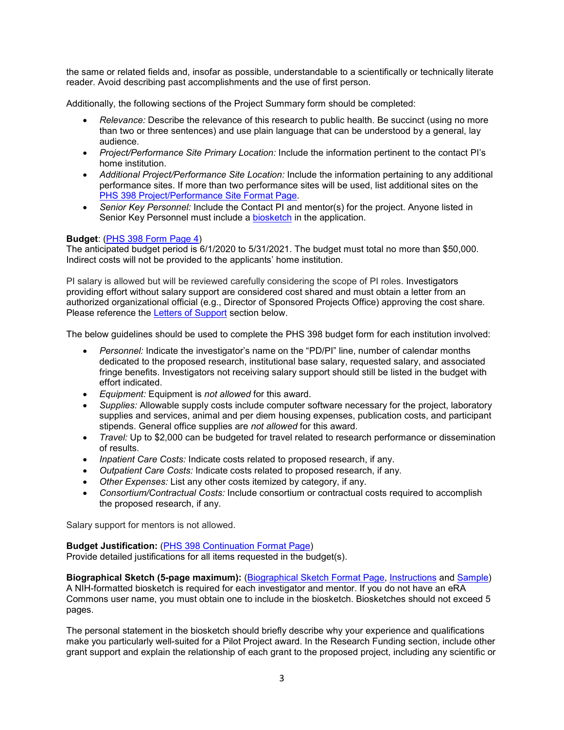the same or related fields and, insofar as possible, understandable to a scientifically or technically literate reader. Avoid describing past accomplishments and the use of first person.

Additionally, the following sections of the Project Summary form should be completed:

- *Relevance:* Describe the relevance of this research to public health. Be succinct (using no more than two or three sentences) and use plain language that can be understood by a general, lay audience.
- *Project/Performance Site Primary Location:* Include the information pertinent to the contact PI's home institution.
- *Additional Project/Performance Site Location:* Include the information pertaining to any additional performance sites. If more than two performance sites will be used, list additional sites on the PHS 398 Project/Performance Site Format Page.
- *Senior Key Personnel:* Include the Contact PI and mentor(s) for the project. Anyone listed in Senior Key Personnel must include a biosketch in the application.

**Budget**: (PHS 398 Form Page 4)
The anticipated budget period is 6/1/2020 to 5/31/2021. The budget must total no more than $50,000. Indirect costs will not be provided to the applicants' home institution.

PI salary is allowed but will be reviewed carefully considering the scope of PI roles. Investigators providing effort without salary support are considered cost shared and must obtain a letter from an authorized organizational official (e.g., Director of Sponsored Projects Office) approving the cost share. Please reference the Letters of Support section below.

The below guidelines should be used to complete the PHS 398 budget form for each institution involved:

- *Personnel:* Indicate the investigator's name on the "PD/PI" line, number of calendar months dedicated to the proposed research, institutional base salary, requested salary, and associated fringe benefits. Investigators not receiving salary support should still be listed in the budget with effort indicated.
- *Equipment:* Equipment is *not allowed* for this award.
- *Supplies:* Allowable supply costs include computer software necessary for the project, laboratory supplies and services, animal and per diem housing expenses, publication costs, and participant stipends. General office supplies are *not allowed* for this award.
- *Travel:* Up to $2,000 can be budgeted for travel related to research performance or dissemination of results.
- *Inpatient Care Costs:* Indicate costs related to proposed research, if any.
- *Outpatient Care Costs:* Indicate costs related to proposed research, if any.
- *Other Expenses:* List any other costs itemized by category, if any.
- *Consortium/Contractual Costs:* Include consortium or contractual costs required to accomplish the proposed research, if any.

Salary support for mentors is not allowed.

**Budget Justification:** (PHS 398 Continuation Format Page)
Provide detailed justifications for all items requested in the budget(s).

**Biographical Sketch (5-page maximum):** (Biographical Sketch Format Page, Instructions and Sample)
A NIH-formatted biosketch is required for each investigator and mentor. If you do not have an eRA Commons user name, you must obtain one to include in the biosketch. Biosketches should not exceed 5 pages.

The personal statement in the biosketch should briefly describe why your experience and qualifications make you particularly well-suited for a Pilot Project award. In the Research Funding section, include other grant support and explain the relationship of each grant to the proposed project, including any scientific or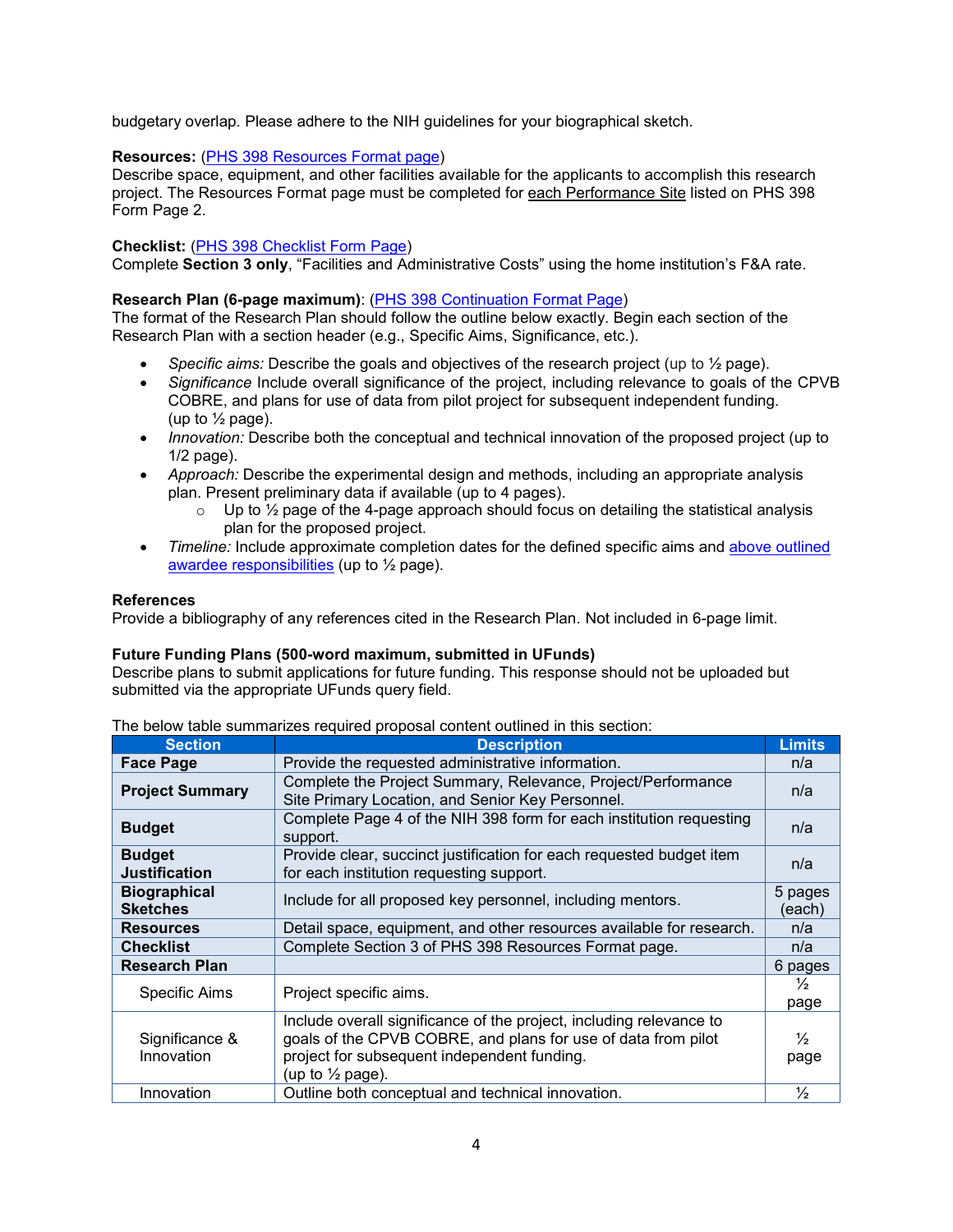budgetary overlap. Please adhere to the NIH guidelines for your biographical sketch.

**Resources:** (PHS 398 Resources Format page)
Describe space, equipment, and other facilities available for the applicants to accomplish this research project. The Resources Format page must be completed for each Performance Site listed on PHS 398 Form Page 2.

**Checklist:** (PHS 398 Checklist Form Page)
Complete **Section 3 only**, "Facilities and Administrative Costs" using the home institution's F&A rate.

**Research Plan (6-page maximum)**: (PHS 398 Continuation Format Page)
The format of the Research Plan should follow the outline below exactly. Begin each section of the Research Plan with a section header (e.g., Specific Aims, Significance, etc.).

- *Specific aims:* Describe the goals and objectives of the research project (up to ½ page).
- *Significance* Include overall significance of the project, including relevance to goals of the CPVB COBRE, and plans for use of data from pilot project for subsequent independent funding. (up to ½ page).
- *Innovation:* Describe both the conceptual and technical innovation of the proposed project (up to 1/2 page).
- *Approach:* Describe the experimental design and methods, including an appropriate analysis plan. Present preliminary data if available (up to 4 pages).
  - Up to ½ page of the 4-page approach should focus on detailing the statistical analysis plan for the proposed project.
- *Timeline:* Include approximate completion dates for the defined specific aims and above outlined awardee responsibilities (up to ½ page).

**References**
Provide a bibliography of any references cited in the Research Plan. Not included in 6-page limit.

**Future Funding Plans (500-word maximum, submitted in UFunds)**
Describe plans to submit applications for future funding. This response should not be uploaded but submitted via the appropriate UFunds query field.

The below table summarizes required proposal content outlined in this section:

| Section | Description | Limits |
|---|---|---|
| **Face Page** | Provide the requested administrative information. | n/a |
| **Project Summary** | Complete the Project Summary, Relevance, Project/Performance Site Primary Location, and Senior Key Personnel. | n/a |
| **Budget** | Complete Page 4 of the NIH 398 form for each institution requesting support. | n/a |
| **Budget Justification** | Provide clear, succinct justification for each requested budget item for each institution requesting support. | n/a |
| **Biographical Sketches** | Include for all proposed key personnel, including mentors. | 5 pages (each) |
| **Resources** | Detail space, equipment, and other resources available for research. | n/a |
| **Checklist** | Complete Section 3 of PHS 398 Resources Format page. | n/a |
| **Research Plan** | | 6 pages |
| Specific Aims | Project specific aims. | ½ page |
| Significance & Innovation | Include overall significance of the project, including relevance to goals of the CPVB COBRE, and plans for use of data from pilot project for subsequent independent funding. (up to ½ page). | ½ page |
| Innovation | Outline both conceptual and technical innovation. | ½ |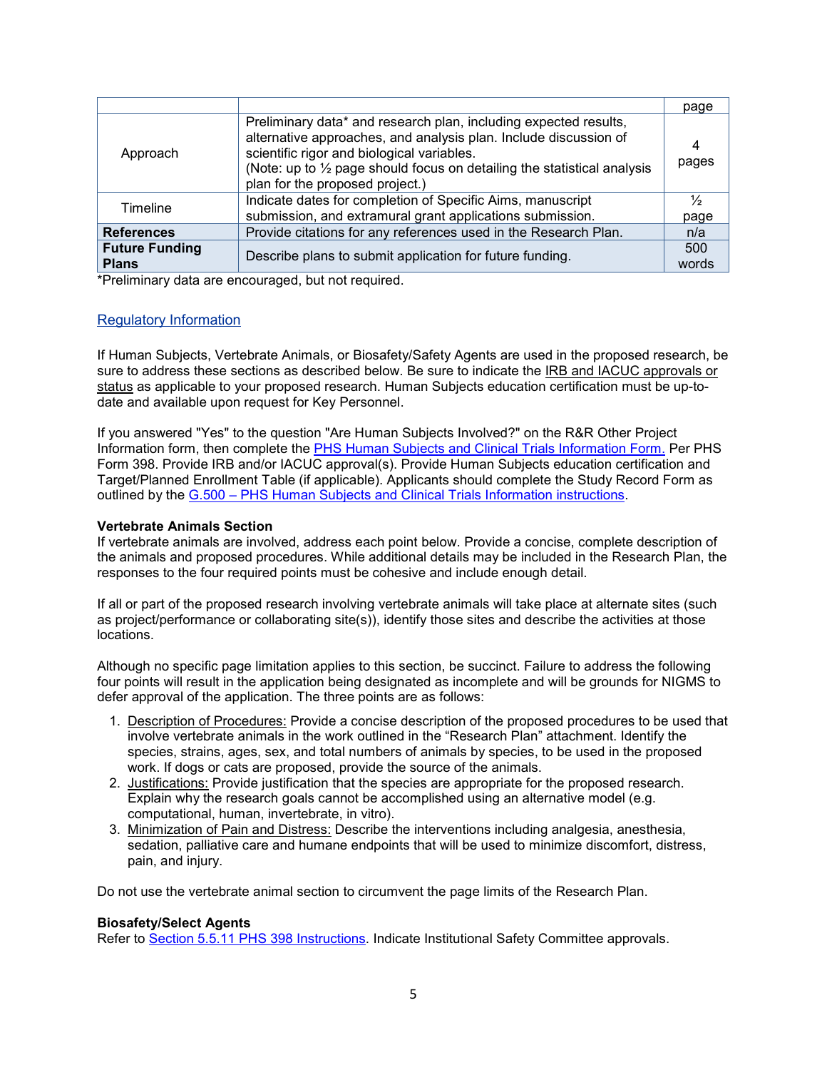| | | page |
|---|---|---|
| Approach | Preliminary data* and research plan, including expected results, alternative approaches, and analysis plan. Include discussion of scientific rigor and biological variables. (Note: up to ½ page should focus on detailing the statistical analysis plan for the proposed project.) | 4 pages |
| Timeline | Indicate dates for completion of Specific Aims, manuscript submission, and extramural grant applications submission. | ½ page |
| **References** | Provide citations for any references used in the Research Plan. | n/a |
| **Future Funding Plans** | Describe plans to submit application for future funding. | 500 words |

*Preliminary data are encouraged, but not required.

## Regulatory Information

If Human Subjects, Vertebrate Animals, or Biosafety/Safety Agents are used in the proposed research, be sure to address these sections as described below. Be sure to indicate the IRB and IACUC approvals or status as applicable to your proposed research. Human Subjects education certification must be up-to-date and available upon request for Key Personnel.

If you answered "Yes" to the question "Are Human Subjects Involved?" on the R&R Other Project Information form, then complete the PHS Human Subjects and Clinical Trials Information Form. Per PHS Form 398. Provide IRB and/or IACUC approval(s). Provide Human Subjects education certification and Target/Planned Enrollment Table (if applicable). Applicants should complete the Study Record Form as outlined by the G.500 – PHS Human Subjects and Clinical Trials Information instructions.

**Vertebrate Animals Section**

If vertebrate animals are involved, address each point below. Provide a concise, complete description of the animals and proposed procedures. While additional details may be included in the Research Plan, the responses to the four required points must be cohesive and include enough detail.

If all or part of the proposed research involving vertebrate animals will take place at alternate sites (such as project/performance or collaborating site(s)), identify those sites and describe the activities at those locations.

Although no specific page limitation applies to this section, be succinct. Failure to address the following four points will result in the application being designated as incomplete and will be grounds for NIGMS to defer approval of the application. The three points are as follows:

1. Description of Procedures: Provide a concise description of the proposed procedures to be used that involve vertebrate animals in the work outlined in the "Research Plan" attachment. Identify the species, strains, ages, sex, and total numbers of animals by species, to be used in the proposed work. If dogs or cats are proposed, provide the source of the animals.
2. Justifications: Provide justification that the species are appropriate for the proposed research. Explain why the research goals cannot be accomplished using an alternative model (e.g. computational, human, invertebrate, in vitro).
3. Minimization of Pain and Distress: Describe the interventions including analgesia, anesthesia, sedation, palliative care and humane endpoints that will be used to minimize discomfort, distress, pain, and injury.

Do not use the vertebrate animal section to circumvent the page limits of the Research Plan.

**Biosafety/Select Agents**

Refer to Section 5.5.11 PHS 398 Instructions. Indicate Institutional Safety Committee approvals.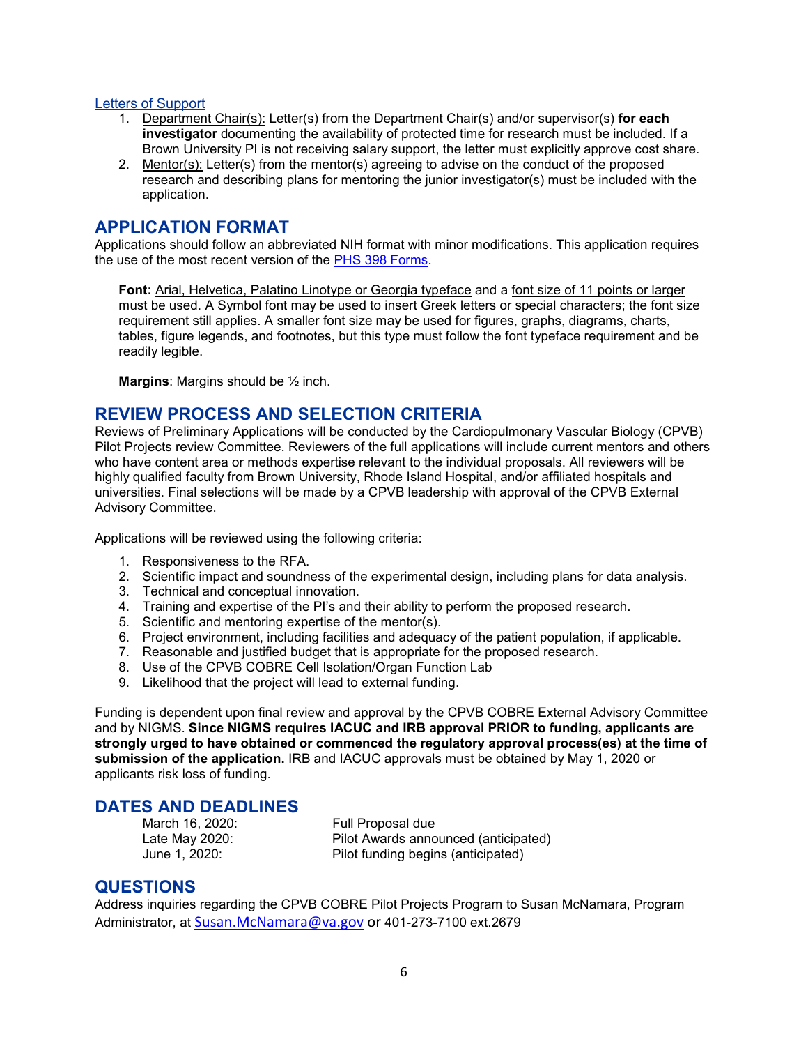Letters of Support

1. Department Chair(s): Letter(s) from the Department Chair(s) and/or supervisor(s) **for each investigator** documenting the availability of protected time for research must be included. If a Brown University PI is not receiving salary support, the letter must explicitly approve cost share.
2. Mentor(s): Letter(s) from the mentor(s) agreeing to advise on the conduct of the proposed research and describing plans for mentoring the junior investigator(s) must be included with the application.

## APPLICATION FORMAT

Applications should follow an abbreviated NIH format with minor modifications. This application requires the use of the most recent version of the PHS 398 Forms.

**Font:** Arial, Helvetica, Palatino Linotype or Georgia typeface and a font size of 11 points or larger must be used. A Symbol font may be used to insert Greek letters or special characters; the font size requirement still applies. A smaller font size may be used for figures, graphs, diagrams, charts, tables, figure legends, and footnotes, but this type must follow the font typeface requirement and be readily legible.

**Margins**: Margins should be ½ inch.

## REVIEW PROCESS AND SELECTION CRITERIA

Reviews of Preliminary Applications will be conducted by the Cardiopulmonary Vascular Biology (CPVB) Pilot Projects review Committee. Reviewers of the full applications will include current mentors and others who have content area or methods expertise relevant to the individual proposals. All reviewers will be highly qualified faculty from Brown University, Rhode Island Hospital, and/or affiliated hospitals and universities. Final selections will be made by a CPVB leadership with approval of the CPVB External Advisory Committee.

Applications will be reviewed using the following criteria:

1. Responsiveness to the RFA.
2. Scientific impact and soundness of the experimental design, including plans for data analysis.
3. Technical and conceptual innovation.
4. Training and expertise of the PI's and their ability to perform the proposed research.
5. Scientific and mentoring expertise of the mentor(s).
6. Project environment, including facilities and adequacy of the patient population, if applicable.
7. Reasonable and justified budget that is appropriate for the proposed research.
8. Use of the CPVB COBRE Cell Isolation/Organ Function Lab
9. Likelihood that the project will lead to external funding.

Funding is dependent upon final review and approval by the CPVB COBRE External Advisory Committee and by NIGMS. **Since NIGMS requires IACUC and IRB approval PRIOR to funding, applicants are strongly urged to have obtained or commenced the regulatory approval process(es) at the time of submission of the application.** IRB and IACUC approvals must be obtained by May 1, 2020 or applicants risk loss of funding.

## DATES AND DEADLINES

| | |
|---|---|
| March 16, 2020: | Full Proposal due |
| Late May 2020: | Pilot Awards announced (anticipated) |
| June 1, 2020: | Pilot funding begins (anticipated) |

## QUESTIONS

Address inquiries regarding the CPVB COBRE Pilot Projects Program to Susan McNamara, Program Administrator, at Susan.McNamara@va.gov or 401-273-7100 ext.2679